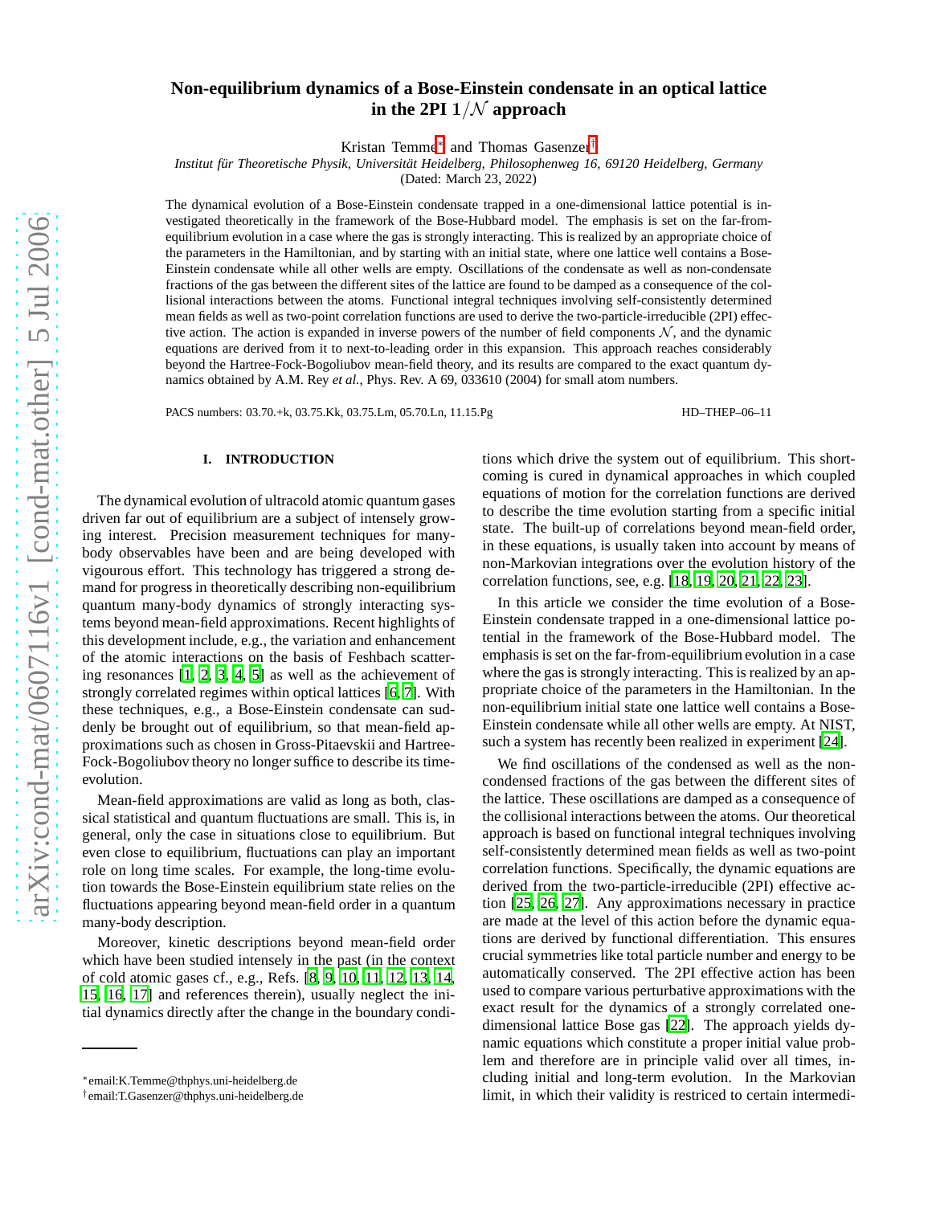# Non-equilibrium dynamics of a Bose-Einstein condensate in an optical lattice in the 2PI $1/\mathcal{N}$ approach

Kristan Temme[*] and Thomas Gasenzer[†]

*Institut für Theoretische Physik, Universität Heidelberg, Philosophenweg 16, 69120 Heidelberg, Germany*

(Dated: March 23, 2022)

The dynamical evolution of a Bose-Einstein condensate trapped in a one-dimensional lattice potential is investigated theoretically in the framework of the Bose-Hubbard model. The emphasis is set on the far-from-equilibrium evolution in a case where the gas is strongly interacting. This is realized by an appropriate choice of the parameters in the Hamiltonian, and by starting with an initial state, where one lattice well contains a Bose-Einstein condensate while all other wells are empty. Oscillations of the condensate as well as non-condensate fractions of the gas between the different sites of the lattice are found to be damped as a consequence of the collisional interactions between the atoms. Functional integral techniques involving self-consistently determined mean fields as well as two-point correlation functions are used to derive the two-particle-irreducible (2PI) effective action. The action is expanded in inverse powers of the number of field components $\mathcal{N}$, and the dynamic equations are derived from it to next-to-leading order in this expansion. This approach reaches considerably beyond the Hartree-Fock-Bogoliubov mean-field theory, and its results are compared to the exact quantum dynamics obtained by A.M. Rey *et al.*, Phys. Rev. A 69, 033610 (2004) for small atom numbers.

PACS numbers: 03.70.+k, 03.75.Kk, 03.75.Lm, 05.70.Ln, 11.15.Pg HD–THEP–06–11

## I. INTRODUCTION

The dynamical evolution of ultracold atomic quantum gases driven far out of equilibrium are a subject of intensely growing interest. Precision measurement techniques for many-body observables have been and are being developed with vigourous effort. This technology has triggered a strong demand for progress in theoretically describing non-equilibrium quantum many-body dynamics of strongly interacting systems beyond mean-field approximations. Recent highlights of this development include, e.g., the variation and enhancement of the atomic interactions on the basis of Feshbach scattering resonances [1, 2, 3, 4, 5] as well as the achievement of strongly correlated regimes within optical lattices [6, 7]. With these techniques, e.g., a Bose-Einstein condensate can suddenly be brought out of equilibrium, so that mean-field approximations such as chosen in Gross-Pitaevskii and Hartree-Fock-Bogoliubov theory no longer suffice to describe its time-evolution.

Mean-field approximations are valid as long as both, classical statistical and quantum fluctuations are small. This is, in general, only the case in situations close to equilibrium. But even close to equilibrium, fluctuations can play an important role on long time scales. For example, the long-time evolution towards the Bose-Einstein equilibrium state relies on the fluctuations appearing beyond mean-field order in a quantum many-body description.

Moreover, kinetic descriptions beyond mean-field order which have been studied intensely in the past (in the context of cold atomic gases cf., e.g., Refs. [8, 9, 10, 11, 12, 13, 14, 15, 16, 17] and references therein), usually neglect the initial dynamics directly after the change in the boundary conditions which drive the system out of equilibrium. This shortcoming is cured in dynamical approaches in which coupled equations of motion for the correlation functions are derived to describe the time evolution starting from a specific initial state. The built-up of correlations beyond mean-field order, in these equations, is usually taken into account by means of non-Markovian integrations over the evolution history of the correlation functions, see, e.g. [18, 19, 20, 21, 22, 23].

In this article we consider the time evolution of a Bose-Einstein condensate trapped in a one-dimensional lattice potential in the framework of the Bose-Hubbard model. The emphasis is set on the far-from-equilibrium evolution in a case where the gas is strongly interacting. This is realized by an appropriate choice of the parameters in the Hamiltonian. In the non-equilibrium initial state one lattice well contains a Bose-Einstein condensate while all other wells are empty. At NIST, such a system has recently been realized in experiment [24].

We find oscillations of the condensed as well as the non-condensed fractions of the gas between the different sites of the lattice. These oscillations are damped as a consequence of the collisional interactions between the atoms. Our theoretical approach is based on functional integral techniques involving self-consistently determined mean fields as well as two-point correlation functions. Specifically, the dynamic equations are derived from the two-particle-irreducible (2PI) effective action [25, 26, 27]. Any approximations necessary in practice are made at the level of this action before the dynamic equations are derived by functional differentiation. This ensures crucial symmetries like total particle number and energy to be automatically conserved. The 2PI effective action has been used to compare various perturbative approximations with the exact result for the dynamics of a strongly correlated one-dimensional lattice Bose gas [22]. The approach yields dynamic equations which constitute a proper initial value problem and therefore are in principle valid over all times, including initial and long-term evolution. In the Markovian limit, in which their validity is restriced to certain intermedi-

[*] email:K.Temme@thphys.uni-heidelberg.de
[†] email:T.Gasenzer@thphys.uni-heidelberg.de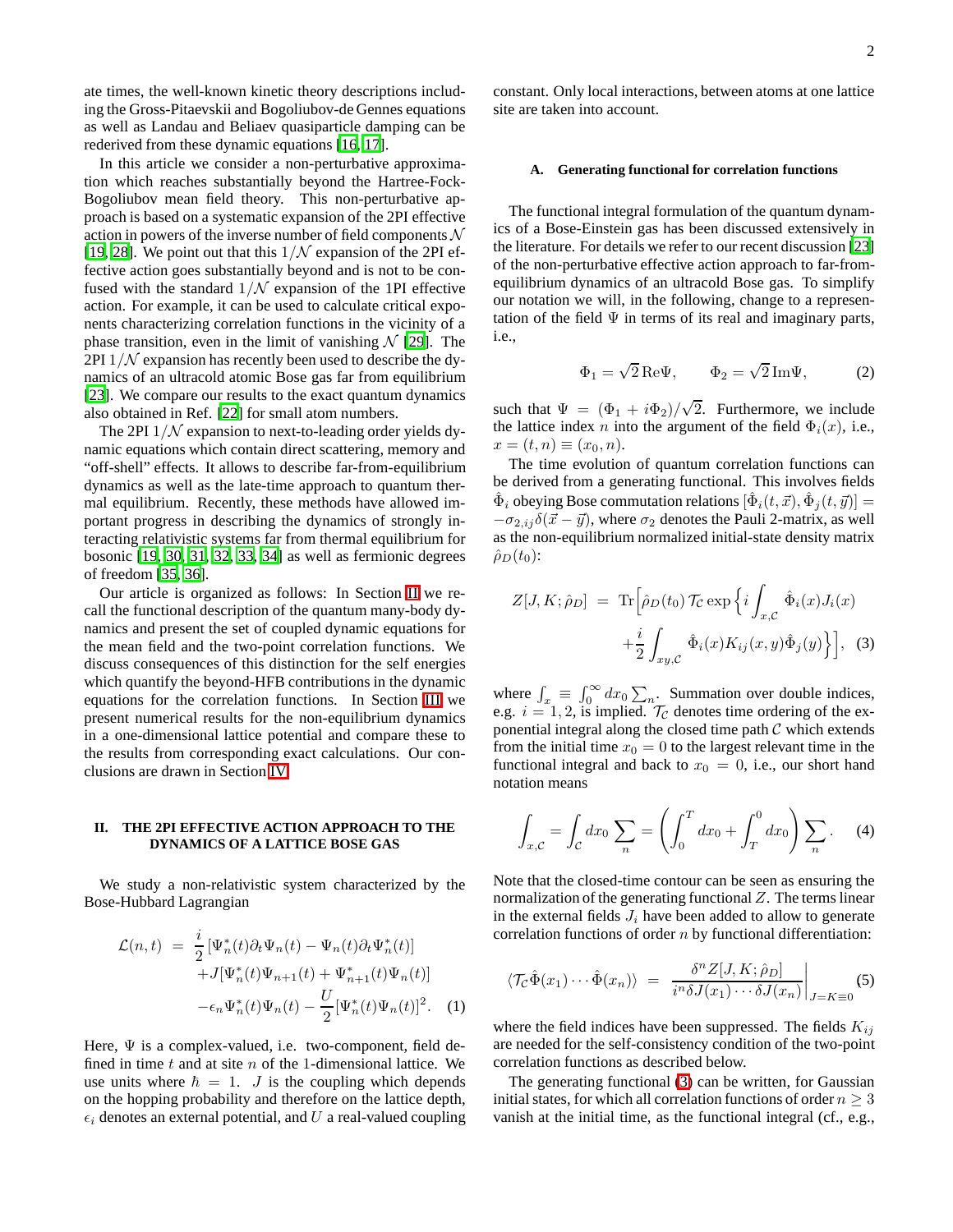ate times, the well-known kinetic theory descriptions including the Gross-Pitaevskii and Bogoliubov-de Gennes equations as well as Landau and Beliaev quasiparticle damping can be rederived from these dynamic equations [16, 17].

In this article we consider a non-perturbative approximation which reaches substantially beyond the Hartree-Fock-Bogoliubov mean field theory. This non-perturbative approach is based on a systematic expansion of the 2PI effective action in powers of the inverse number of field components $\mathcal{N}$ [19, 28]. We point out that this $1/\mathcal{N}$ expansion of the 2PI effective action goes substantially beyond and is not to be confused with the standard $1/\mathcal{N}$ expansion of the 1PI effective action. For example, it can be used to calculate critical exponents characterizing correlation functions in the vicinity of a phase transition, even in the limit of vanishing $\mathcal{N}$ [29]. The 2PI $1/\mathcal{N}$ expansion has recently been used to describe the dynamics of an ultracold atomic Bose gas far from equilibrium [23]. We compare our results to the exact quantum dynamics also obtained in Ref. [22] for small atom numbers.

The 2PI $1/\mathcal{N}$ expansion to next-to-leading order yields dynamic equations which contain direct scattering, memory and "off-shell" effects. It allows to describe far-from-equilibrium dynamics as well as the late-time approach to quantum thermal equilibrium. Recently, these methods have allowed important progress in describing the dynamics of strongly interacting relativistic systems far from thermal equilibrium for bosonic [19, 30, 31, 32, 33, 34] as well as fermionic degrees of freedom [35, 36].

Our article is organized as follows: In Section II we recall the functional description of the quantum many-body dynamics and present the set of coupled dynamic equations for the mean field and the two-point correlation functions. We discuss consequences of this distinction for the self energies which quantify the beyond-HFB contributions in the dynamic equations for the correlation functions. In Section III we present numerical results for the non-equilibrium dynamics in a one-dimensional lattice potential and compare these to the results from corresponding exact calculations. Our conclusions are drawn in Section IV.

## II. THE 2PI EFFECTIVE ACTION APPROACH TO THE DYNAMICS OF A LATTICE BOSE GAS

We study a non-relativistic system characterized by the Bose-Hubbard Lagrangian

$$
\begin{aligned}
\mathcal{L}(n,t) \;=\; & \frac{i}{2}\left[\Psi_n^*(t)\partial_t\Psi_n(t) - \Psi_n(t)\partial_t\Psi_n^*(t)\right] \\
& + J[\Psi_n^*(t)\Psi_{n+1}(t) + \Psi_{n+1}^*(t)\Psi_n(t)] \\
& - \epsilon_n\Psi_n^*(t)\Psi_n(t) - \frac{U}{2}[\Psi_n^*(t)\Psi_n(t)]^2. \quad (1)
\end{aligned}
$$

Here, $\Psi$ is a complex-valued, i.e. two-component, field defined in time $t$ and at site $n$ of the 1-dimensional lattice. We use units where $\hbar = 1$. $J$ is the coupling which depends on the hopping probability and therefore on the lattice depth, $\epsilon_i$ denotes an external potential, and $U$ a real-valued coupling constant. Only local interactions, between atoms at one lattice site are taken into account.

### A. Generating functional for correlation functions

The functional integral formulation of the quantum dynamics of a Bose-Einstein gas has been discussed extensively in the literature. For details we refer to our recent discussion [23] of the non-perturbative effective action approach to far-from-equilibrium dynamics of an ultracold Bose gas. To simplify our notation we will, in the following, change to a representation of the field $\Psi$ in terms of its real and imaginary parts, i.e.,

$$
\Phi_1 = \sqrt{2}\,\mathrm{Re}\Psi, \qquad \Phi_2 = \sqrt{2}\,\mathrm{Im}\Psi, \quad (2)
$$

such that $\Psi = (\Phi_1 + i\Phi_2)/\sqrt{2}$. Furthermore, we include the lattice index $n$ into the argument of the field $\Phi_i(x)$, i.e., $x = (t,n) \equiv (x_0, n)$.

The time evolution of quantum correlation functions can be derived from a generating functional. This involves fields $\hat{\Phi}_i$ obeying Bose commutation relations $[\hat{\Phi}_i(t,\vec{x}), \hat{\Phi}_j(t,\vec{y})] = -\sigma_{2,ij}\delta(\vec{x}-\vec{y})$, where $\sigma_2$ denotes the Pauli 2-matrix, as well as the non-equilibrium normalized initial-state density matrix $\hat{\rho}_D(t_0)$:

$$
\begin{aligned}
Z[J,K;\hat{\rho}_D] \;=\; & \mathrm{Tr}\Big[\hat{\rho}_D(t_0)\,\mathcal{T}_\mathcal{C}\exp\Big\{i\int_{x,\mathcal{C}}\hat{\Phi}_i(x)J_i(x) \\
& + \frac{i}{2}\int_{xy,\mathcal{C}}\hat{\Phi}_i(x)K_{ij}(x,y)\hat{\Phi}_j(y)\Big\}\Big], \quad (3)
\end{aligned}
$$

where $\int_x \equiv \int_0^\infty dx_0 \sum_n$. Summation over double indices, e.g. $i = 1,2$, is implied. $\mathcal{T}_\mathcal{C}$ denotes time ordering of the exponential integral along the closed time path $\mathcal{C}$ which extends from the initial time $x_0 = 0$ to the largest relevant time in the functional integral and back to $x_0 = 0$, i.e., our short hand notation means

$$
\int_{x,\mathcal{C}} = \int_\mathcal{C} dx_0 \sum_n = \left(\int_0^T dx_0 + \int_T^0 dx_0\right)\sum_n. \quad (4)
$$

Note that the closed-time contour can be seen as ensuring the normalization of the generating functional $Z$. The terms linear in the external fields $J_i$ have been added to allow to generate correlation functions of order $n$ by functional differentiation:

$$
\langle\mathcal{T}_\mathcal{C}\hat{\Phi}(x_1)\cdots\hat{\Phi}(x_n)\rangle \;=\; \left.\frac{\delta^n Z[J,K;\hat{\rho}_D]}{i^n\delta J(x_1)\cdots\delta J(x_n)}\right|_{J=K\equiv 0} \quad (5)
$$

where the field indices have been suppressed. The fields $K_{ij}$ are needed for the self-consistency condition of the two-point correlation functions as described below.

The generating functional (3) can be written, for Gaussian initial states, for which all correlation functions of order $n \geq 3$ vanish at the initial time, as the functional integral (cf., e.g.,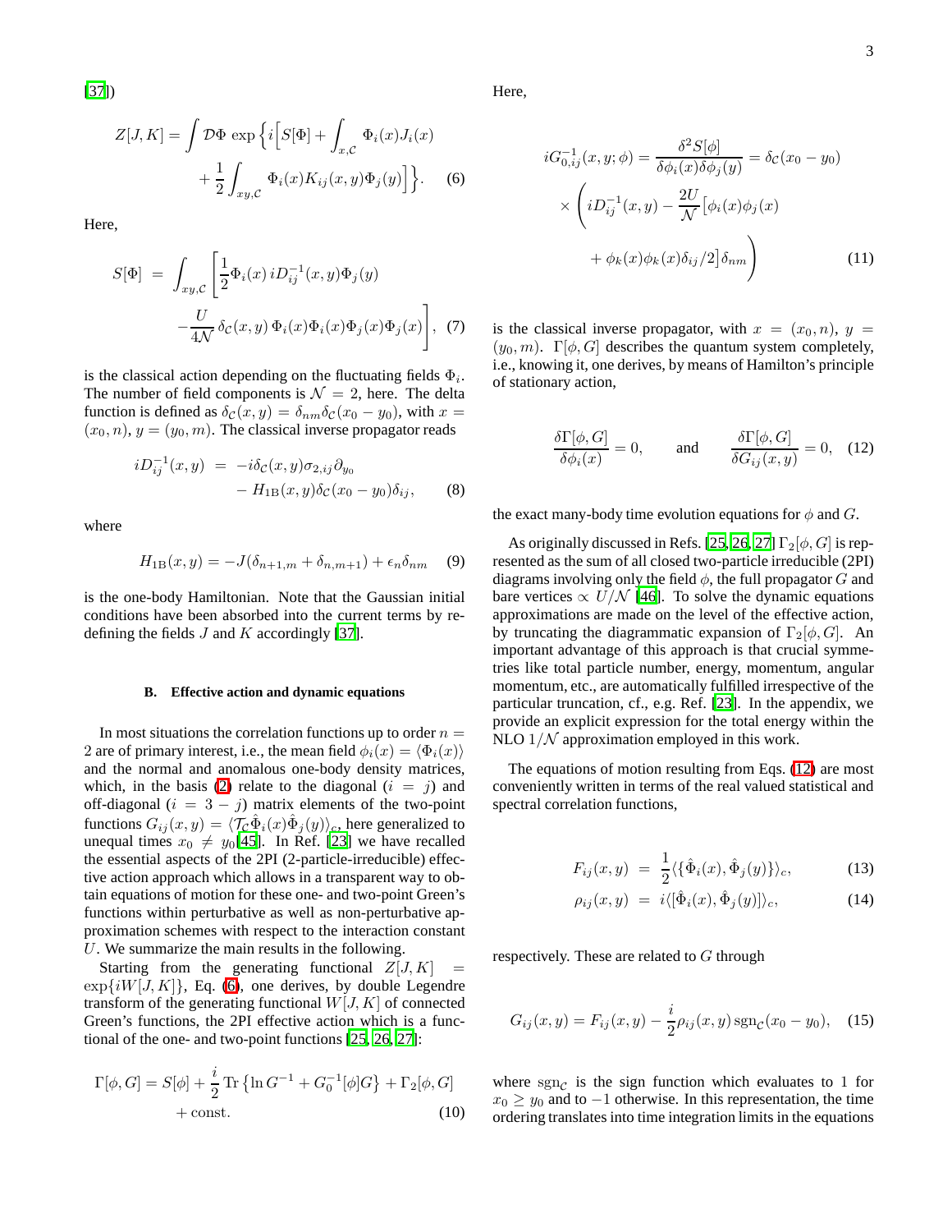[37])

$$
Z[J,K] = \int \mathcal{D}\Phi \, \exp\Big\{ i\Big[ S[\Phi] + \int_{x,\mathcal{C}} \Phi_i(x) J_i(x) + \frac{1}{2}\int_{xy,\mathcal{C}} \Phi_i(x) K_{ij}(x,y)\Phi_j(y)\Big]\Big\}. \quad (6)
$$

Here,

$$
S[\Phi] = \int_{xy,\mathcal{C}} \Bigg[ \frac{1}{2}\Phi_i(x)\, iD^{-1}_{ij}(x,y)\Phi_j(y) - \frac{U}{4\mathcal{N}}\,\delta_{\mathcal{C}}(x,y)\,\Phi_i(x)\Phi_i(x)\Phi_j(x)\Phi_j(x)\Bigg], \quad (7)
$$

is the classical action depending on the fluctuating fields $\Phi_i$. The number of field components is $\mathcal{N} = 2$, here. The delta function is defined as $\delta_{\mathcal{C}}(x,y) = \delta_{nm}\delta_{\mathcal{C}}(x_0 - y_0)$, with $x = (x_0, n)$, $y = (y_0, m)$. The classical inverse propagator reads

$$
\begin{aligned}
iD^{-1}_{ij}(x,y) \;=\; & -i\delta_{\mathcal{C}}(x,y)\sigma_{2,ij}\partial_{y_0} \\
& - H_{1\mathrm{B}}(x,y)\delta_{\mathcal{C}}(x_0 - y_0)\delta_{ij}, \qquad (8)
\end{aligned}
$$

where

$$
H_{1\mathrm{B}}(x,y) = -J(\delta_{n+1,m} + \delta_{n,m+1}) + \epsilon_n \delta_{nm} \quad (9)
$$

is the one-body Hamiltonian. Note that the Gaussian initial conditions have been absorbed into the current terms by redefining the fields $J$ and $K$ accordingly [37].

### B. Effective action and dynamic equations

In most situations the correlation functions up to order $n = 2$ are of primary interest, i.e., the mean field $\phi_i(x) = \langle \Phi_i(x)\rangle$ and the normal and anomalous one-body density matrices, which, in the basis (2) relate to the diagonal ($i = j$) and off-diagonal ($i = 3 - j$) matrix elements of the two-point functions $G_{ij}(x,y) = \langle \mathcal{T}_{\mathcal{C}}\hat{\Phi}_i(x)\hat{\Phi}_j(y)\rangle_c$, here generalized to unequal times $x_0 \neq y_0$[45]. In Ref. [23] we have recalled the essential aspects of the 2PI (2-particle-irreducible) effective action approach which allows in a transparent way to obtain equations of motion for these one- and two-point Green's functions within perturbative as well as non-perturbative approximation schemes with respect to the interaction constant $U$. We summarize the main results in the following.

Starting from the generating functional $Z[J,K] = \exp\{iW[J,K]\}$, Eq. (6), one derives, by double Legendre transform of the generating functional $W[J,K]$ of connected Green's functions, the 2PI effective action which is a functional of the one- and two-point functions [25, 26, 27]:

$$
\Gamma[\phi, G] = S[\phi] + \frac{i}{2}\,\mathrm{Tr}\left\{\ln G^{-1} + G_0^{-1}[\phi]G\right\} + \Gamma_2[\phi, G] + \text{const.} \quad (10)
$$

Here,

$$
\begin{aligned}
iG^{-1}_{0,ij}(x,y;\phi) = \frac{\delta^2 S[\phi]}{\delta\phi_i(x)\delta\phi_j(y)} = \delta_{\mathcal{C}}(x_0 - y_0) \\
\times \Bigg( iD^{-1}_{ij}(x,y) - \frac{2U}{\mathcal{N}}\big[\phi_i(x)\phi_j(x) \\
+ \phi_k(x)\phi_k(x)\delta_{ij}/2\big]\delta_{nm}\Bigg) \qquad (11)
\end{aligned}
$$

is the classical inverse propagator, with $x = (x_0, n)$, $y = (y_0, m)$. $\Gamma[\phi, G]$ describes the quantum system completely, i.e., knowing it, one derives, by means of Hamilton's principle of stationary action,

$$
\frac{\delta\Gamma[\phi,G]}{\delta\phi_i(x)} = 0, \qquad \text{and} \qquad \frac{\delta\Gamma[\phi,G]}{\delta G_{ij}(x,y)} = 0, \quad (12)
$$

the exact many-body time evolution equations for $\phi$ and $G$.

As originally discussed in Refs. [25, 26, 27] $\Gamma_2[\phi, G]$ is represented as the sum of all closed two-particle irreducible (2PI) diagrams involving only the field $\phi$, the full propagator $G$ and bare vertices $\propto U/\mathcal{N}$ [46]. To solve the dynamic equations approximations are made on the level of the effective action, by truncating the diagrammatic expansion of $\Gamma_2[\phi, G]$. An important advantage of this approach is that crucial symmetries like total particle number, energy, momentum, angular momentum, etc., are automatically fulfilled irrespective of the particular truncation, cf., e.g. Ref. [23]. In the appendix, we provide an explicit expression for the total energy within the NLO $1/\mathcal{N}$ approximation employed in this work.

The equations of motion resulting from Eqs. (12) are most conveniently written in terms of the real valued statistical and spectral correlation functions,

$$
F_{ij}(x,y) \;=\; \frac{1}{2}\langle\{\hat{\Phi}_i(x), \hat{\Phi}_j(y)\}\rangle_c, \quad (13)
$$

$$
\rho_{ij}(x,y) \;=\; i\langle[\hat{\Phi}_i(x), \hat{\Phi}_j(y)]\rangle_c, \quad (14)
$$

respectively. These are related to $G$ through

$$
G_{ij}(x,y) = F_{ij}(x,y) - \frac{i}{2}\rho_{ij}(x,y)\,\mathrm{sgn}_{\mathcal{C}}(x_0 - y_0), \quad (15)
$$

where $\mathrm{sgn}_{\mathcal{C}}$ is the sign function which evaluates to 1 for $x_0 \geq y_0$ and to $-1$ otherwise. In this representation, the time ordering translates into time integration limits in the equations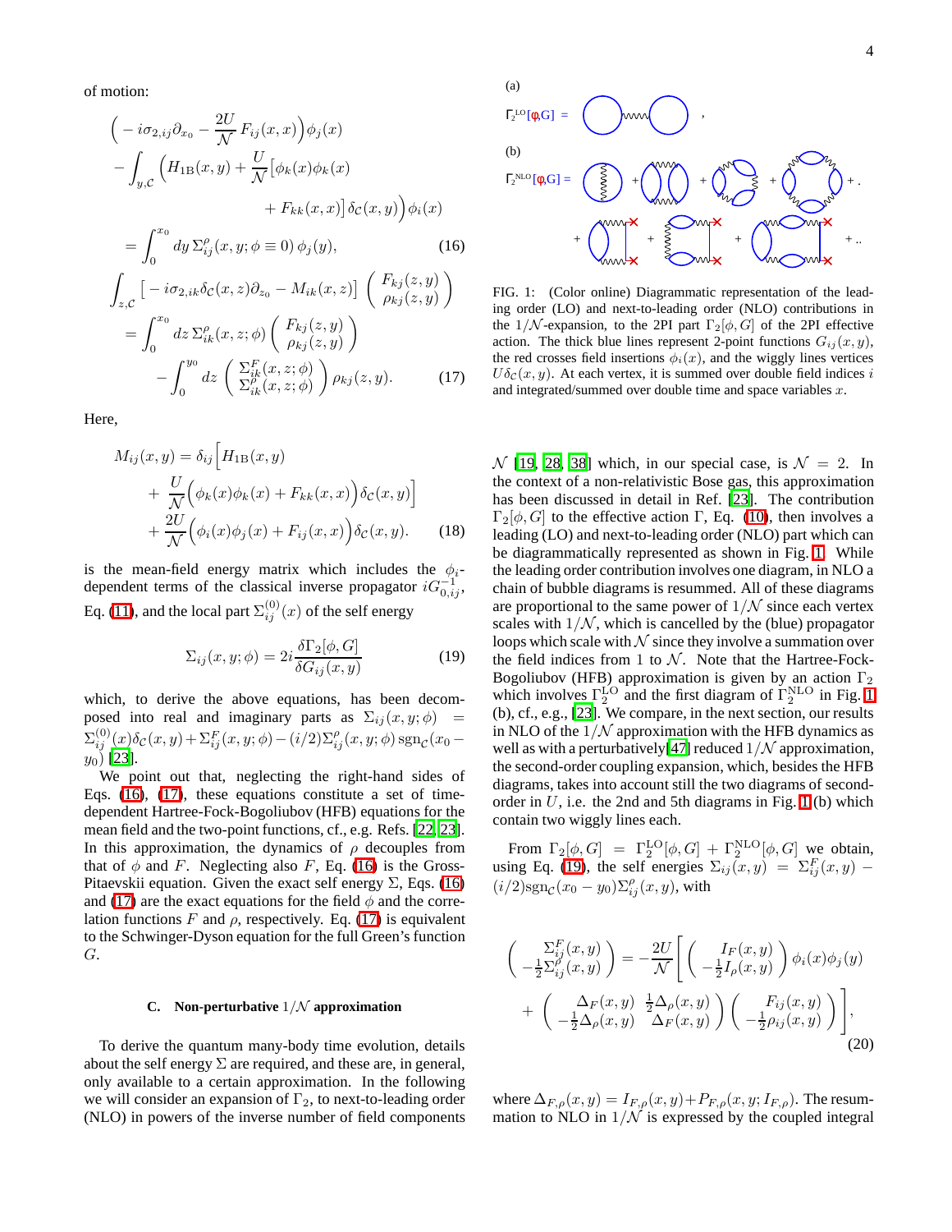of motion:

$$
\begin{aligned}
&\Big( - i\sigma_{2,ij}\partial_{x_0} - \frac{2U}{\mathcal{N}}\,F_{ij}(x,x)\Big)\phi_j(x) \\
&- \int_{y,\mathcal{C}} \Big( H_{1\mathrm{B}}(x,y) + \frac{U}{\mathcal{N}}\big[\phi_k(x)\phi_k(x) \\
&\qquad\qquad + F_{kk}(x,x)\big]\,\delta_{\mathcal{C}}(x,y)\Big)\phi_i(x) \\
&= \int_0^{x_0} dy\, \Sigma^\rho_{ij}(x,y;\phi\equiv 0)\,\phi_j(y),
\end{aligned}
\tag{16}
$$

$$
\begin{aligned}
&\int_{z,\mathcal{C}} \big[ - i\sigma_{2,ik}\delta_{\mathcal{C}}(x,z)\partial_{z_0} - M_{ik}(x,z)\big] \begin{pmatrix} F_{kj}(z,y) \\ \rho_{kj}(z,y) \end{pmatrix} \\
&= \int_0^{x_0} dz\, \Sigma^\rho_{ik}(x,z;\phi) \begin{pmatrix} F_{kj}(z,y) \\ \rho_{kj}(z,y) \end{pmatrix} \\
&\quad - \int_0^{y_0} dz\, \begin{pmatrix} \Sigma^F_{ik}(x,z;\phi) \\ \Sigma^\rho_{ik}(x,z;\phi) \end{pmatrix} \rho_{kj}(z,y).
\end{aligned}
\tag{17}
$$

Here,

$$
\begin{aligned}
M_{ij}(x,y) &= \delta_{ij}\Big[ H_{1\mathrm{B}}(x,y) \\
&\quad + \frac{U}{\mathcal{N}}\Big(\phi_k(x)\phi_k(x) + F_{kk}(x,x)\Big)\delta_{\mathcal{C}}(x,y)\Big] \\
&\quad + \frac{2U}{\mathcal{N}}\Big(\phi_i(x)\phi_j(x) + F_{ij}(x,x)\Big)\delta_{\mathcal{C}}(x,y).
\end{aligned}
\tag{18}
$$

is the mean-field energy matrix which includes the $\phi_i$-dependent terms of the classical inverse propagator $iG^{-1}_{0,ij}$, Eq. (11), and the local part $\Sigma^{(0)}_{ij}(x)$ of the self energy

$$
\Sigma_{ij}(x,y;\phi) = 2i\frac{\delta\Gamma_2[\phi,G]}{\delta G_{ij}(x,y)}
\tag{19}
$$

which, to derive the above equations, has been decomposed into real and imaginary parts as $\Sigma_{ij}(x,y;\phi) = \Sigma^{(0)}_{ij}(x)\delta_{\mathcal{C}}(x,y) + \Sigma^F_{ij}(x,y;\phi) - (i/2)\Sigma^\rho_{ij}(x,y;\phi)\,\mathrm{sgn}_{\mathcal{C}}(x_0 - y_0)$ [23].

We point out that, neglecting the right-hand sides of Eqs. (16), (17), these equations constitute a set of time-dependent Hartree-Fock-Bogoliubov (HFB) equations for the mean field and the two-point functions, cf., e.g. Refs. [22, 23]. In this approximation, the dynamics of $\rho$ decouples from that of $\phi$ and $F$. Neglecting also $F$, Eq. (16) is the Gross-Pitaevskii equation. Given the exact self energy $\Sigma$, Eqs. (16) and (17) are the exact equations for the field $\phi$ and the correlation functions $F$ and $\rho$, respectively. Eq. (17) is equivalent to the Schwinger-Dyson equation for the full Green's function $G$.

### C. Non-perturbative $1/\mathcal{N}$ approximation

To derive the quantum many-body time evolution, details about the self energy $\Sigma$ are required, and these are, in general, only available to a certain approximation. In the following we will consider an expansion of $\Gamma_2$, to next-to-leading order (NLO) in powers of the inverse number of field components $\mathcal{N}$ [19, 28, 38] which, in our special case, is $\mathcal{N} = 2$. In the context of a non-relativistic Bose gas, this approximation has been discussed in detail in Ref. [23]. The contribution $\Gamma_2[\phi, G]$ to the effective action $\Gamma$, Eq. (10), then involves a leading (LO) and next-to-leading order (NLO) part which can be diagrammatically represented as shown in Fig. 1. While the leading order contribution involves one diagram, in NLO a chain of bubble diagrams is resummed. All of these diagrams are proportional to the same power of $1/\mathcal{N}$ since each vertex scales with $1/\mathcal{N}$, which is cancelled by the (blue) propagator loops which scale with $\mathcal{N}$ since they involve a summation over the field indices from 1 to $\mathcal{N}$. Note that the Hartree-Fock-Bogoliubov (HFB) approximation is given by an action $\Gamma_2$ which involves $\Gamma_2^{\mathrm{LO}}$ and the first diagram of $\Gamma_2^{\mathrm{NLO}}$ in Fig. 1 (b), cf., e.g., [23]. We compare, in the next section, our results in NLO of the $1/\mathcal{N}$ approximation with the HFB dynamics as well as with a perturbatively[47] reduced $1/\mathcal{N}$ approximation, the second-order coupling expansion, which, besides the HFB diagrams, takes into account still the two diagrams of second-order in $U$, i.e. the 2nd and 5th diagrams in Fig. 1(b) which contain two wiggly lines each.

FIG. 1: (Color online) Diagrammatic representation of the leading order (LO) and next-to-leading order (NLO) contributions in the $1/\mathcal{N}$-expansion, to the 2PI part $\Gamma_2[\phi, G]$ of the 2PI effective action. The thick blue lines represent 2-point functions $G_{ij}(x,y)$, the red crosses field insertions $\phi_i(x)$, and the wiggly lines vertices $U\delta_{\mathcal{C}}(x,y)$. At each vertex, it is summed over double field indices $i$ and integrated/summed over double time and space variables $x$.

From $\Gamma_2[\phi, G] = \Gamma_2^{\mathrm{LO}}[\phi, G] + \Gamma_2^{\mathrm{NLO}}[\phi, G]$ we obtain, using Eq. (19), the self energies $\Sigma_{ij}(x,y) = \Sigma^F_{ij}(x,y) - (i/2)\mathrm{sgn}_{\mathcal{C}}(x_0 - y_0)\Sigma^\rho_{ij}(x,y)$, with

$$
\begin{aligned}
\begin{pmatrix} \Sigma^F_{ij}(x,y) \\ -\frac{1}{2}\Sigma^\rho_{ij}(x,y) \end{pmatrix} &= -\frac{2U}{\mathcal{N}}\Bigg[ \begin{pmatrix} I_F(x,y) \\ -\frac{1}{2}I_\rho(x,y) \end{pmatrix}\phi_i(x)\phi_j(y) \\
&+ \begin{pmatrix} \Delta_F(x,y) & \frac{1}{2}\Delta_\rho(x,y) \\ -\frac{1}{2}\Delta_\rho(x,y) & \Delta_F(x,y) \end{pmatrix} \begin{pmatrix} F_{ij}(x,y) \\ -\frac{1}{2}\rho_{ij}(x,y) \end{pmatrix} \Bigg],
\end{aligned}
\tag{20}
$$

where $\Delta_{F,\rho}(x,y) = I_{F,\rho}(x,y) + P_{F,\rho}(x,y;I_{F,\rho})$. The resummation to NLO in $1/\mathcal{N}$ is expressed by the coupled integral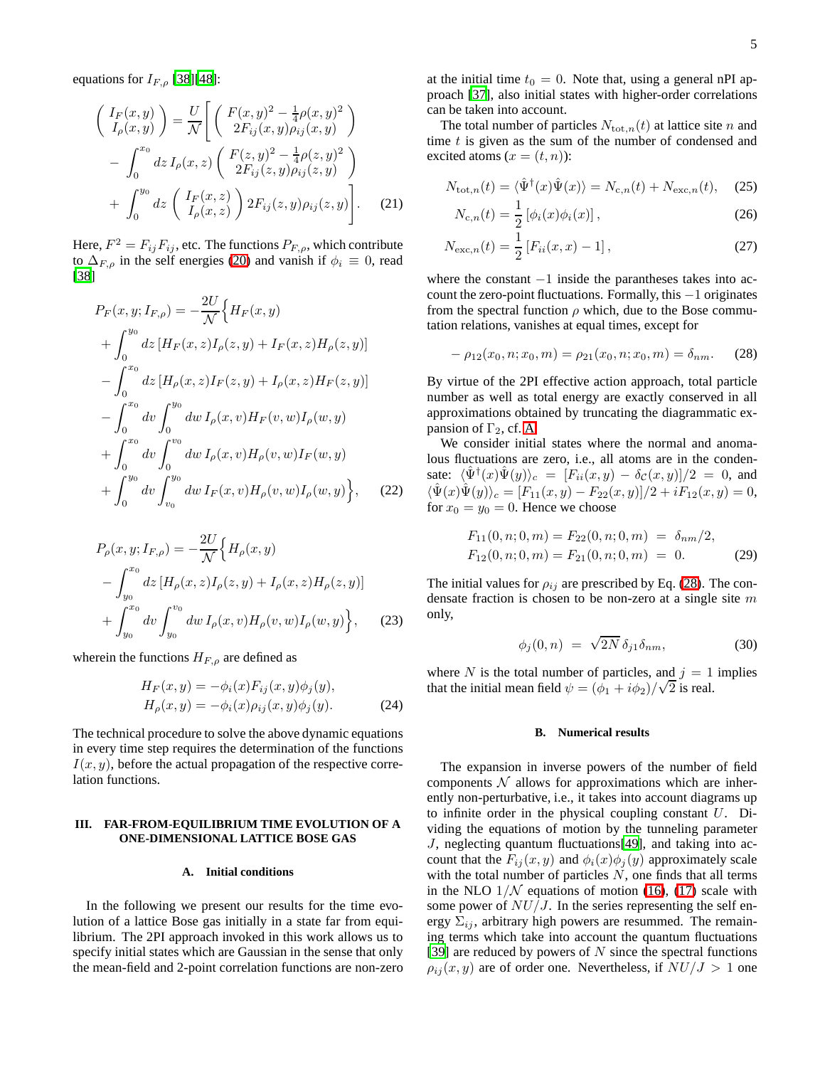equations for $I_{F,\rho}$ [38][48]:

$$\begin{pmatrix} I_F(x,y) \\ I_\rho(x,y) \end{pmatrix} = \frac{U}{\mathcal{N}} \Bigg[ \begin{pmatrix} F(x,y)^2 - \frac{1}{4}\rho(x,y)^2 \\ 2F_{ij}(x,y)\rho_{ij}(x,y) \end{pmatrix} - \int_0^{x_0} dz\, I_\rho(x,z) \begin{pmatrix} F(z,y)^2 - \frac{1}{4}\rho(z,y)^2 \\ 2F_{ij}(z,y)\rho_{ij}(z,y) \end{pmatrix} + \int_0^{y_0} dz \begin{pmatrix} I_F(x,z) \\ I_\rho(x,z) \end{pmatrix} 2F_{ij}(z,y)\rho_{ij}(z,y) \Bigg]. \tag{21}$$

Here, $F^2 = F_{ij}F_{ij}$, etc. The functions $P_{F,\rho}$, which contribute to $\Delta_{F,\rho}$ in the self energies (20) and vanish if $\phi_i \equiv 0$, read [38]

$$\begin{aligned} P_F(x,y;I_{F,\rho}) = -\frac{2U}{\mathcal{N}} \Big\{ & H_F(x,y) \\ &+ \int_0^{y_0} dz\, [H_F(x,z)I_\rho(z,y) + I_F(x,z)H_\rho(z,y)] \\ &- \int_0^{x_0} dz\, [H_\rho(x,z)I_F(z,y) + I_\rho(x,z)H_F(z,y)] \\ &- \int_0^{x_0} dv \int_0^{y_0} dw\, I_\rho(x,v)H_F(v,w)I_\rho(w,y) \\ &+ \int_0^{x_0} dv \int_0^{v_0} dw\, I_\rho(x,v)H_\rho(v,w)I_F(w,y) \\ &+ \int_0^{y_0} dv \int_{v_0}^{y_0} dw\, I_F(x,v)H_\rho(v,w)I_\rho(w,y) \Big\}, \end{aligned} \tag{22}$$

$$\begin{aligned} P_\rho(x,y;I_{F,\rho}) = -\frac{2U}{\mathcal{N}} \Big\{ & H_\rho(x,y) \\ &- \int_{y_0}^{x_0} dz\, [H_\rho(x,z)I_\rho(z,y) + I_\rho(x,z)H_\rho(z,y)] \\ &+ \int_{y_0}^{x_0} dv \int_{y_0}^{v_0} dw\, I_\rho(x,v)H_\rho(v,w)I_\rho(w,y) \Big\}, \end{aligned} \tag{23}$$

wherein the functions $H_{F,\rho}$ are defined as

$$\begin{aligned} H_F(x,y) &= -\phi_i(x)F_{ij}(x,y)\phi_j(y), \\ H_\rho(x,y) &= -\phi_i(x)\rho_{ij}(x,y)\phi_j(y). \end{aligned} \tag{24}$$

The technical procedure to solve the above dynamic equations in every time step requires the determination of the functions $I(x,y)$, before the actual propagation of the respective correlation functions.

## III. FAR-FROM-EQUILIBRIUM TIME EVOLUTION OF A ONE-DIMENSIONAL LATTICE BOSE GAS

### A. Initial conditions

In the following we present our results for the time evolution of a lattice Bose gas initially in a state far from equilibrium. The 2PI approach invoked in this work allows us to specify initial states which are Gaussian in the sense that only the mean-field and 2-point correlation functions are non-zero at the initial time $t_0 = 0$. Note that, using a general nPI approach [37], also initial states with higher-order correlations can be taken into account.

The total number of particles $N_{\mathrm{tot},n}(t)$ at lattice site $n$ and time $t$ is given as the sum of the number of condensed and excited atoms ($x = (t,n)$):

$$N_{\mathrm{tot},n}(t) = \langle \hat{\Psi}^\dagger(x)\hat{\Psi}(x)\rangle = N_{\mathrm{c},n}(t) + N_{\mathrm{exc},n}(t), \tag{25}$$

$$N_{\mathrm{c},n}(t) = \frac{1}{2}\left[\phi_i(x)\phi_i(x)\right], \tag{26}$$

$$N_{\mathrm{exc},n}(t) = \frac{1}{2}\left[F_{ii}(x,x) - 1\right], \tag{27}$$

where the constant $-1$ inside the parantheses takes into account the zero-point fluctuations. Formally, this $-1$ originates from the spectral function $\rho$ which, due to the Bose commutation relations, vanishes at equal times, except for

$$-\rho_{12}(x_0,n;x_0,m) = \rho_{21}(x_0,n;x_0,m) = \delta_{nm}. \tag{28}$$

By virtue of the 2PI effective action approach, total particle number as well as total energy are exactly conserved in all approximations obtained by truncating the diagrammatic expansion of $\Gamma_2$, cf. A.

We consider initial states where the normal and anomalous fluctuations are zero, i.e., all atoms are in the condensate: $\langle \hat{\Psi}^\dagger(x)\hat{\Psi}(y)\rangle_c = [F_{ii}(x,y) - \delta_{\mathcal{C}}(x,y)]/2 = 0$, and $\langle \hat{\Psi}(x)\hat{\Psi}(y)\rangle_c = [F_{11}(x,y) - F_{22}(x,y)]/2 + iF_{12}(x,y) = 0$, for $x_0 = y_0 = 0$. Hence we choose

$$\begin{aligned} F_{11}(0,n;0,m) = F_{22}(0,n;0,m) &= \delta_{nm}/2, \\ F_{12}(0,n;0,m) = F_{21}(0,n;0,m) &= 0. \end{aligned} \tag{29}$$

The initial values for $\rho_{ij}$ are prescribed by Eq. (28). The condensate fraction is chosen to be non-zero at a single site $m$ only,

$$\phi_j(0,n) = \sqrt{2N}\,\delta_{j1}\delta_{nm}, \tag{30}$$

where $N$ is the total number of particles, and $j = 1$ implies that the initial mean field $\psi = (\phi_1 + i\phi_2)/\sqrt{2}$ is real.

### B. Numerical results

The expansion in inverse powers of the number of field components $\mathcal{N}$ allows for approximations which are inherently non-perturbative, i.e., it takes into account diagrams up to infinite order in the physical coupling constant $U$. Dividing the equations of motion by the tunneling parameter $J$, neglecting quantum fluctuations[49], and taking into account that the $F_{ij}(x,y)$ and $\phi_i(x)\phi_j(y)$ approximately scale with the total number of particles $N$, one finds that all terms in the NLO $1/\mathcal{N}$ equations of motion (16), (17) scale with some power of $NU/J$. In the series representing the self energy $\Sigma_{ij}$, arbitrary high powers are resummed. The remaining terms which take into account the quantum fluctuations [39] are reduced by powers of $N$ since the spectral functions $\rho_{ij}(x,y)$ are of order one. Nevertheless, if $NU/J > 1$ one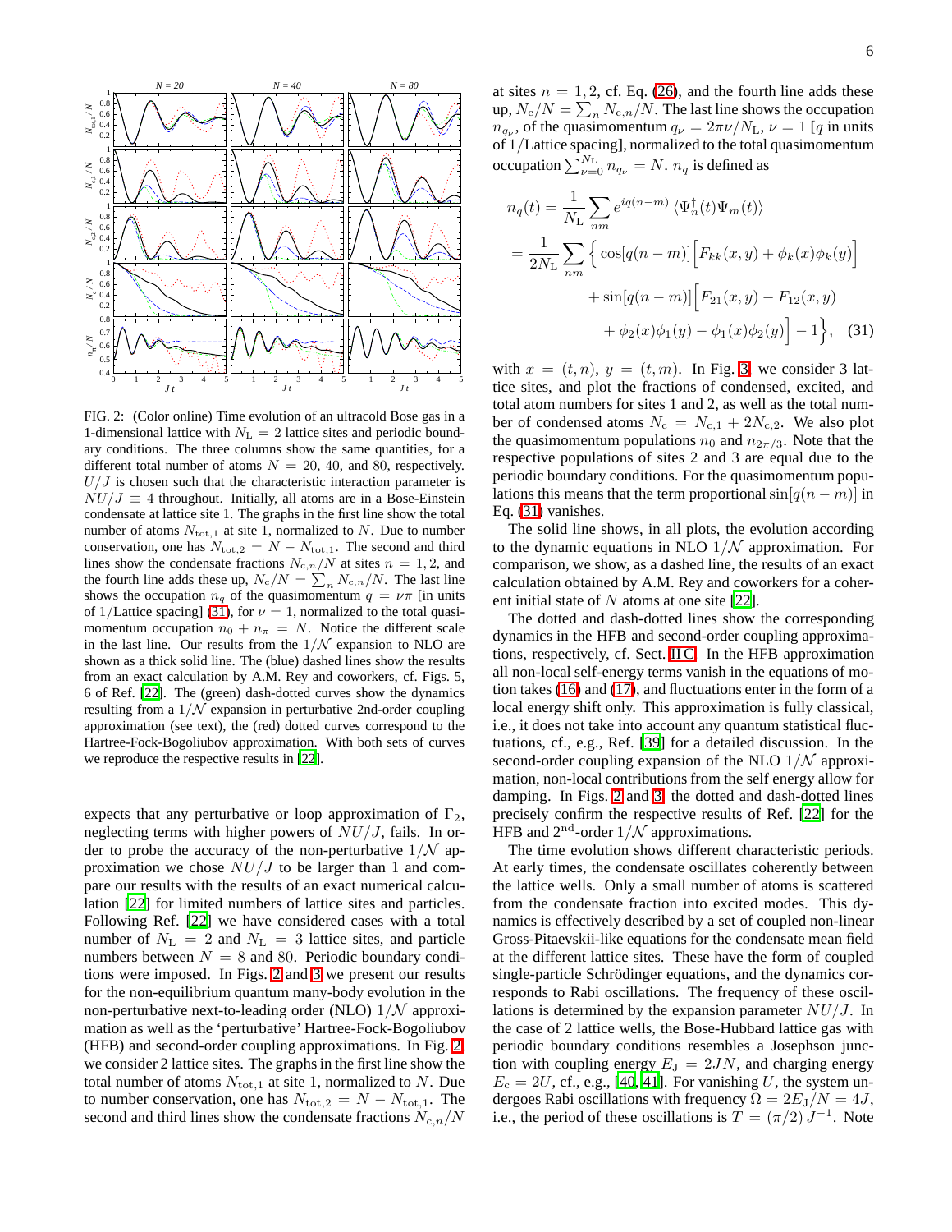FIG. 2: (Color online) Time evolution of an ultracold Bose gas in a 1-dimensional lattice with $N_{\rm L} = 2$ lattice sites and periodic boundary conditions. The three columns show the same quantities, for a different total number of atoms $N = 20$, 40, and 80, respectively. $U/J$ is chosen such that the characteristic interaction parameter is $NU/J \equiv 4$ throughout. Initially, all atoms are in a Bose-Einstein condensate at lattice site 1. The graphs in the first line show the total number of atoms $N_{\rm tot,1}$ at site 1, normalized to $N$. Due to number conservation, one has $N_{\rm tot,2} = N - N_{\rm tot,1}$. The second and third lines show the condensate fractions $N_{{\rm c},n}/N$ at sites $n = 1, 2$, and the fourth line adds these up, $N_{\rm c}/N = \sum_n N_{{\rm c},n}/N$. The last line shows the occupation $n_q$ of the quasimomentum $q = \nu\pi$ [in units of 1/Lattice spacing] (31), for $\nu = 1$, normalized to the total quasimomentum occupation $n_0 + n_\pi = N$. Notice the different scale in the last line. Our results from the $1/\mathcal{N}$ expansion to NLO are shown as a thick solid line. The (blue) dashed lines show the results from an exact calculation by A.M. Rey and coworkers, cf. Figs. 5, 6 of Ref. [22]. The (green) dash-dotted curves show the dynamics resulting from a $1/\mathcal{N}$ expansion in perturbative 2nd-order coupling approximation (see text), the (red) dotted curves correspond to the Hartree-Fock-Bogoliubov approximation. With both sets of curves we reproduce the respective results in [22].

expects that any perturbative or loop approximation of $\Gamma_2$, neglecting terms with higher powers of $NU/J$, fails. In order to probe the accuracy of the non-perturbative $1/\mathcal{N}$ approximation we chose $NU/J$ to be larger than 1 and compare our results with the results of an exact numerical calculation [22] for limited numbers of lattice sites and particles. Following Ref. [22] we have considered cases with a total number of $N_{\rm L} = 2$ and $N_{\rm L} = 3$ lattice sites, and particle numbers between $N = 8$ and 80. Periodic boundary conditions were imposed. In Figs. 2 and 3 we present our results for the non-equilibrium quantum many-body evolution in the non-perturbative next-to-leading order (NLO) $1/\mathcal{N}$ approximation as well as the 'perturbative' Hartree-Fock-Bogoliubov (HFB) and second-order coupling approximations. In Fig. 2 we consider 2 lattice sites. The graphs in the first line show the total number of atoms $N_{\rm tot,1}$ at site 1, normalized to $N$. Due to number conservation, one has $N_{\rm tot,2} = N - N_{\rm tot,1}$. The second and third lines show the condensate fractions $N_{{\rm c},n}/N$ at sites $n = 1, 2$, cf. Eq. (26), and the fourth line adds these up, $N_{\rm c}/N = \sum_n N_{{\rm c},n}/N$. The last line shows the occupation $n_{q_\nu}$, of the quasimomentum $q_\nu = 2\pi\nu/N_{\rm L}$, $\nu = 1$ [$q$ in units of 1/Lattice spacing], normalized to the total quasimomentum occupation $\sum_{\nu=0}^{N_{\rm L}} n_{q_\nu} = N$. $n_q$ is defined as

$$
\begin{aligned}
n_q(t) &= \frac{1}{N_{\rm L}} \sum_{nm} e^{iq(n-m)} \langle \Psi_n^\dagger(t)\Psi_m(t)\rangle \\
&= \frac{1}{2N_{\rm L}} \sum_{nm} \Big\{ \cos[q(n-m)] \Big[ F_{kk}(x,y) + \phi_k(x)\phi_k(y) \Big] \\
&\quad + \sin[q(n-m)] \Big[ F_{21}(x,y) - F_{12}(x,y) \\
&\quad + \phi_2(x)\phi_1(y) - \phi_1(x)\phi_2(y) \Big] - 1 \Big\}, \qquad (31)
\end{aligned}
$$

with $x = (t, n)$, $y = (t, m)$. In Fig. 3, we consider 3 lattice sites, and plot the fractions of condensed, excited, and total atom numbers for sites 1 and 2, as well as the total number of condensed atoms $N_{\rm c} = N_{\rm c,1} + 2N_{\rm c,2}$. We also plot the quasimomentum populations $n_0$ and $n_{2\pi/3}$. Note that the respective populations of sites 2 and 3 are equal due to the periodic boundary conditions. For the quasimomentum populations this means that the term proportional $\sin[q(n-m)]$ in Eq. (31) vanishes.

The solid line shows, in all plots, the evolution according to the dynamic equations in NLO $1/\mathcal{N}$ approximation. For comparison, we show, as a dashed line, the results of an exact calculation obtained by A.M. Rey and coworkers for a coherent initial state of $N$ atoms at one site [22].

The dotted and dash-dotted lines show the corresponding dynamics in the HFB and second-order coupling approximations, respectively, cf. Sect. II C. In the HFB approximation all non-local self-energy terms vanish in the equations of motion takes (16) and (17), and fluctuations enter in the form of a local energy shift only. This approximation is fully classical, i.e., it does not take into account any quantum statistical fluctuations, cf., e.g., Ref. [39] for a detailed discussion. In the second-order coupling expansion of the NLO $1/\mathcal{N}$ approximation, non-local contributions from the self energy allow for damping. In Figs. 2 and 3, the dotted and dash-dotted lines precisely confirm the respective results of Ref. [22] for the HFB and $2^{\rm nd}$-order $1/\mathcal{N}$ approximations.

The time evolution shows different characteristic periods. At early times, the condensate oscillates coherently between the lattice wells. Only a small number of atoms is scattered from the condensate fraction into excited modes. This dynamics is effectively described by a set of coupled non-linear Gross-Pitaevskii-like equations for the condensate mean field at the different lattice sites. These have the form of coupled single-particle Schrödinger equations, and the dynamics corresponds to Rabi oscillations. The frequency of these oscillations is determined by the expansion parameter $NU/J$. In the case of 2 lattice wells, the Bose-Hubbard lattice gas with periodic boundary conditions resembles a Josephson junction with coupling energy $E_{\rm J} = 2JN$, and charging energy $E_{\rm c} = 2U$, cf., e.g., [40, 41]. For vanishing $U$, the system undergoes Rabi oscillations with frequency $\Omega = 2E_{\rm J}/N = 4J$, i.e., the period of these oscillations is $T = (\pi/2)\,J^{-1}$. Note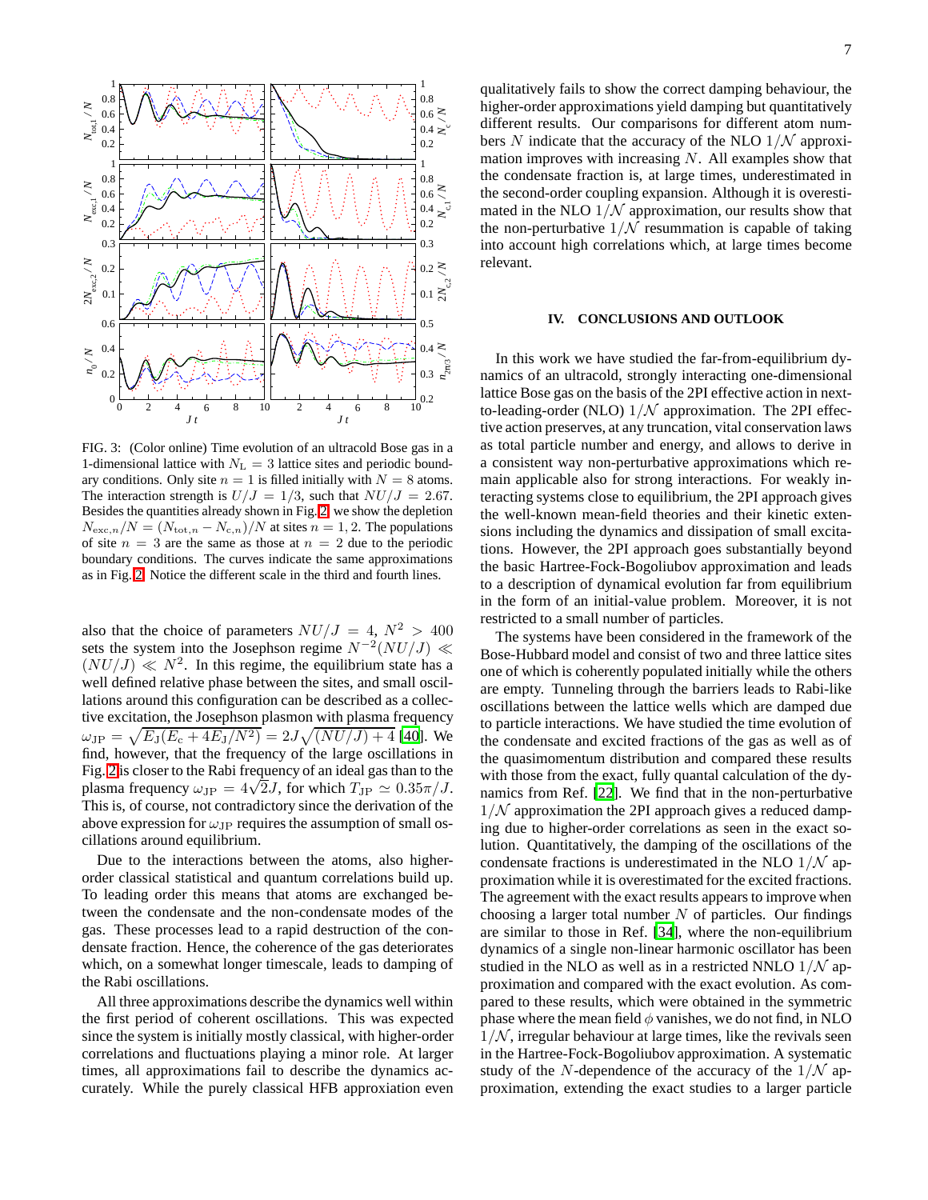FIG. 3: (Color online) Time evolution of an ultracold Bose gas in a 1-dimensional lattice with $N_\mathrm{L} = 3$ lattice sites and periodic boundary conditions. Only site $n = 1$ is filled initially with $N = 8$ atoms. The interaction strength is $U/J = 1/3$, such that $NU/J = 2.67$. Besides the quantities already shown in Fig. 2, we show the depletion $N_{\mathrm{exc},n}/N = (N_{\mathrm{tot},n} - N_{\mathrm{c},n})/N$ at sites $n = 1, 2$. The populations of site $n = 3$ are the same as those at $n = 2$ due to the periodic boundary conditions. The curves indicate the same approximations as in Fig. 2. Notice the different scale in the third and fourth lines.

also that the choice of parameters $NU/J = 4$, $N^2 > 400$ sets the system into the Josephson regime $N^{-2}(NU/J) \ll (NU/J) \ll N^2$. In this regime, the equilibrium state has a well defined relative phase between the sites, and small oscillations around this configuration can be described as a collective excitation, the Josephson plasmon with plasma frequency $\omega_\mathrm{JP} = \sqrt{E_\mathrm{J}(E_\mathrm{c} + 4E_\mathrm{J}/N^2)} = 2J\sqrt{(NU/J) + 4}$ [40]. We find, however, that the frequency of the large oscillations in Fig. 2 is closer to the Rabi frequency of an ideal gas than to the plasma frequency $\omega_\mathrm{JP} = 4\sqrt{2}J$, for which $T_\mathrm{JP} \simeq 0.35\pi/J$. This is, of course, not contradictory since the derivation of the above expression for $\omega_\mathrm{JP}$ requires the assumption of small oscillations around equilibrium.

Due to the interactions between the atoms, also higher-order classical statistical and quantum correlations build up. To leading order this means that atoms are exchanged between the condensate and the non-condensate modes of the gas. These processes lead to a rapid destruction of the condensate fraction. Hence, the coherence of the gas deteriorates which, on a somewhat longer timescale, leads to damping of the Rabi oscillations.

All three approximations describe the dynamics well within the first period of coherent oscillations. This was expected since the system is initially mostly classical, with higher-order correlations and fluctuations playing a minor role. At larger times, all approximations fail to describe the dynamics accurately. While the purely classical HFB approxiation even qualitatively fails to show the correct damping behaviour, the higher-order approximations yield damping but quantitatively different results. Our comparisons for different atom numbers $N$ indicate that the accuracy of the NLO $1/\mathcal{N}$ approximation improves with increasing $N$. All examples show that the condensate fraction is, at large times, underestimated in the second-order coupling expansion. Although it is overestimated in the NLO $1/\mathcal{N}$ approximation, our results show that the non-perturbative $1/\mathcal{N}$ resummation is capable of taking into account high correlations which, at large times become relevant.

## IV. CONCLUSIONS AND OUTLOOK

In this work we have studied the far-from-equilibrium dynamics of an ultracold, strongly interacting one-dimensional lattice Bose gas on the basis of the 2PI effective action in next-to-leading-order (NLO) $1/\mathcal{N}$ approximation. The 2PI effective action preserves, at any truncation, vital conservation laws as total particle number and energy, and allows to derive in a consistent way non-perturbative approximations which remain applicable also for strong interactions. For weakly interacting systems close to equilibrium, the 2PI approach gives the well-known mean-field theories and their kinetic extensions including the dynamics and dissipation of small excitations. However, the 2PI approach goes substantially beyond the basic Hartree-Fock-Bogoliubov approximation and leads to a description of dynamical evolution far from equilibrium in the form of an initial-value problem. Moreover, it is not restricted to a small number of particles.

The systems have been considered in the framework of the Bose-Hubbard model and consist of two and three lattice sites one of which is coherently populated initially while the others are empty. Tunneling through the barriers leads to Rabi-like oscillations between the lattice wells which are damped due to particle interactions. We have studied the time evolution of the condensate and excited fractions of the gas as well as of the quasimomentum distribution and compared these results with those from the exact, fully quantal calculation of the dynamics from Ref. [22]. We find that in the non-perturbative $1/\mathcal{N}$ approximation the 2PI approach gives a reduced damping due to higher-order correlations as seen in the exact solution. Quantitatively, the damping of the oscillations of the condensate fractions is underestimated in the NLO $1/\mathcal{N}$ approximation while it is overestimated for the excited fractions. The agreement with the exact results appears to improve when choosing a larger total number $N$ of particles. Our findings are similar to those in Ref. [34], where the non-equilibrium dynamics of a single non-linear harmonic oscillator has been studied in the NLO as well as in a restricted NNLO $1/\mathcal{N}$ approximation and compared with the exact evolution. As compared to these results, which were obtained in the symmetric phase where the mean field $\phi$ vanishes, we do not find, in NLO $1/\mathcal{N}$, irregular behaviour at large times, like the revivals seen in the Hartree-Fock-Bogoliubov approximation. A systematic study of the $N$-dependence of the accuracy of the $1/\mathcal{N}$ approximation, extending the exact studies to a larger particle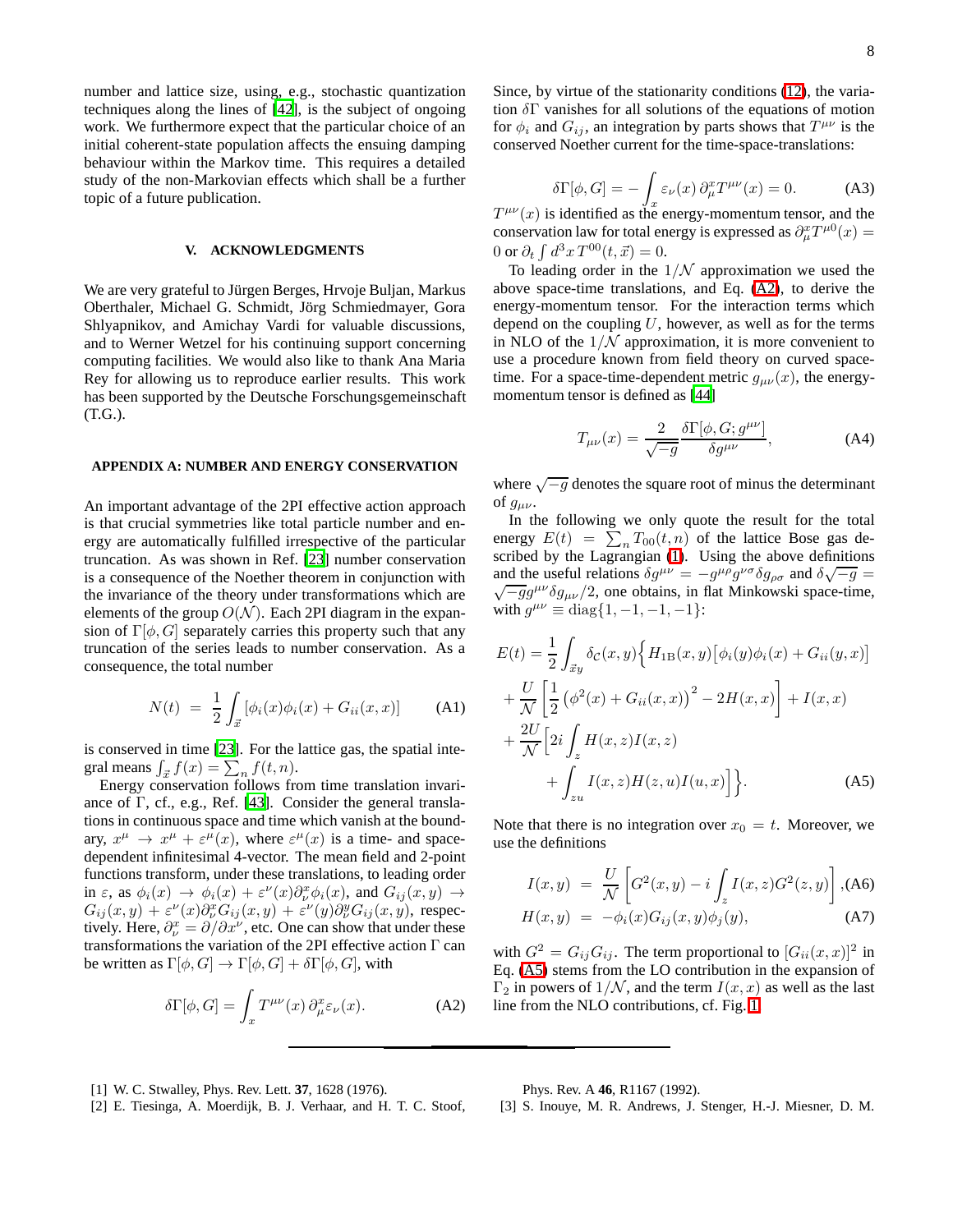number and lattice size, using, e.g., stochastic quantization techniques along the lines of [42], is the subject of ongoing work. We furthermore expect that the particular choice of an initial coherent-state population affects the ensuing damping behaviour within the Markov time. This requires a detailed study of the non-Markovian effects which shall be a further topic of a future publication.

## V. ACKNOWLEDGMENTS

We are very grateful to Jürgen Berges, Hrvoje Buljan, Markus Oberthaler, Michael G. Schmidt, Jörg Schmiedmayer, Gora Shlyapnikov, and Amichay Vardi for valuable discussions, and to Werner Wetzel for his continuing support concerning computing facilities. We would also like to thank Ana Maria Rey for allowing us to reproduce earlier results. This work has been supported by the Deutsche Forschungsgemeinschaft (T.G.).

## APPENDIX A: NUMBER AND ENERGY CONSERVATION

An important advantage of the 2PI effective action approach is that crucial symmetries like total particle number and energy are automatically fulfilled irrespective of the particular truncation. As was shown in Ref. [23] number conservation is a consequence of the Noether theorem in conjunction with the invariance of the theory under transformations which are elements of the group $O(\mathcal{N})$. Each 2PI diagram in the expansion of $\Gamma[\phi, G]$ separately carries this property such that any truncation of the series leads to number conservation. As a consequence, the total number

$$N(t) \;=\; \frac{1}{2}\int_{\vec{x}} [\phi_i(x)\phi_i(x) + G_{ii}(x,x)] \qquad \text{(A1)}$$

is conserved in time [23]. For the lattice gas, the spatial integral means $\int_{\vec{x}} f(x) = \sum_n f(t,n)$.

Energy conservation follows from time translation invariance of $\Gamma$, cf., e.g., Ref. [43]. Consider the general translations in continuous space and time which vanish at the boundary, $x^\mu \to x^\mu + \varepsilon^\mu(x)$, where $\varepsilon^\mu(x)$ is a time- and space-dependent infinitesimal 4-vector. The mean field and 2-point functions transform, under these translations, to leading order in $\varepsilon$, as $\phi_i(x) \to \phi_i(x) + \varepsilon^\nu(x)\partial^x_\nu \phi_i(x)$, and $G_{ij}(x,y) \to G_{ij}(x,y) + \varepsilon^\nu(x)\partial^x_\nu G_{ij}(x,y) + \varepsilon^\nu(y)\partial^y_\nu G_{ij}(x,y)$, respectively. Here, $\partial^x_\nu = \partial/\partial x^\nu$, etc. One can show that under these transformations the variation of the 2PI effective action $\Gamma$ can be written as $\Gamma[\phi,G] \to \Gamma[\phi,G] + \delta\Gamma[\phi,G]$, with

$$\delta\Gamma[\phi,G] = \int_x T^{\mu\nu}(x)\,\partial^x_\mu \varepsilon_\nu(x). \qquad \text{(A2)}$$

Since, by virtue of the stationarity conditions (12), the variation $\delta\Gamma$ vanishes for all solutions of the equations of motion for $\phi_i$ and $G_{ij}$, an integration by parts shows that $T^{\mu\nu}$ is the conserved Noether current for the time-space-translations:

$$\delta\Gamma[\phi,G] = -\int_x \varepsilon_\nu(x)\,\partial^x_\mu T^{\mu\nu}(x) = 0. \qquad \text{(A3)}$$

$T^{\mu\nu}(x)$ is identified as the energy-momentum tensor, and the conservation law for total energy is expressed as $\partial^x_\mu T^{\mu 0}(x) = 0$ or $\partial_t \int d^3x\, T^{00}(t,\vec{x}) = 0$.

To leading order in the $1/\mathcal{N}$ approximation we used the above space-time translations, and Eq. (A2), to derive the energy-momentum tensor. For the interaction terms which depend on the coupling $U$, however, as well as for the terms in NLO of the $1/\mathcal{N}$ approximation, it is more convenient to use a procedure known from field theory on curved space-time. For a space-time-dependent metric $g_{\mu\nu}(x)$, the energy-momentum tensor is defined as [44]

$$T_{\mu\nu}(x) = \frac{2}{\sqrt{-g}}\frac{\delta\Gamma[\phi,G;g^{\mu\nu}]}{\delta g^{\mu\nu}}, \qquad \text{(A4)}$$

where $\sqrt{-g}$ denotes the square root of minus the determinant of $g_{\mu\nu}$.

In the following we only quote the result for the total energy $E(t) = \sum_n T_{00}(t,n)$ of the lattice Bose gas described by the Lagrangian (1). Using the above definitions and the useful relations $\delta g^{\mu\nu} = -g^{\mu\rho}g^{\nu\sigma}\delta g_{\rho\sigma}$ and $\delta\sqrt{-g} = \sqrt{-g}g^{\mu\nu}\delta g_{\mu\nu}/2$, one obtains, in flat Minkowski space-time, with $g^{\mu\nu} \equiv \mathrm{diag}\{1,-1,-1,-1\}$:

$$\begin{aligned}
E(t) &= \frac{1}{2}\int_{\vec{x}y} \delta_{\mathcal{C}}(x,y)\Big\{ H_{1\mathrm{B}}(x,y)\big[\phi_i(y)\phi_i(x) + G_{ii}(y,x)\big] \\
&+ \frac{U}{\mathcal{N}}\left[\frac{1}{2}\left(\phi^2(x) + G_{ii}(x,x)\right)^2 - 2H(x,x)\right] + I(x,x) \\
&+ \frac{2U}{\mathcal{N}}\Big[2i\int_z H(x,z)I(x,z) \\
&\qquad + \int_{zu} I(x,z)H(z,u)I(u,x)\Big]\Big\}.
\end{aligned} \qquad \text{(A5)}$$

Note that there is no integration over $x_0 = t$. Moreover, we use the definitions

$$I(x,y) \;=\; \frac{U}{\mathcal{N}}\left[G^2(x,y) - i\int_z I(x,z)G^2(z,y)\right], \qquad \text{(A6)}$$

$$H(x,y) \;=\; -\phi_i(x)G_{ij}(x,y)\phi_j(y), \qquad \text{(A7)}$$

with $G^2 = G_{ij}G_{ij}$. The term proportional to $[G_{ii}(x,x)]^2$ in Eq. (A5) stems from the LO contribution in the expansion of $\Gamma_2$ in powers of $1/\mathcal{N}$, and the term $I(x,x)$ as well as the last line from the NLO contributions, cf. Fig. 1.

---

[1] W. C. Stwalley, Phys. Rev. Lett. **37**, 1628 (1976).

[2] E. Tiesinga, A. Moerdijk, B. J. Verhaar, and H. T. C. Stoof, Phys. Rev. A **46**, R1167 (1992).

[3] S. Inouye, M. R. Andrews, J. Stenger, H.-J. Miesner, D. M.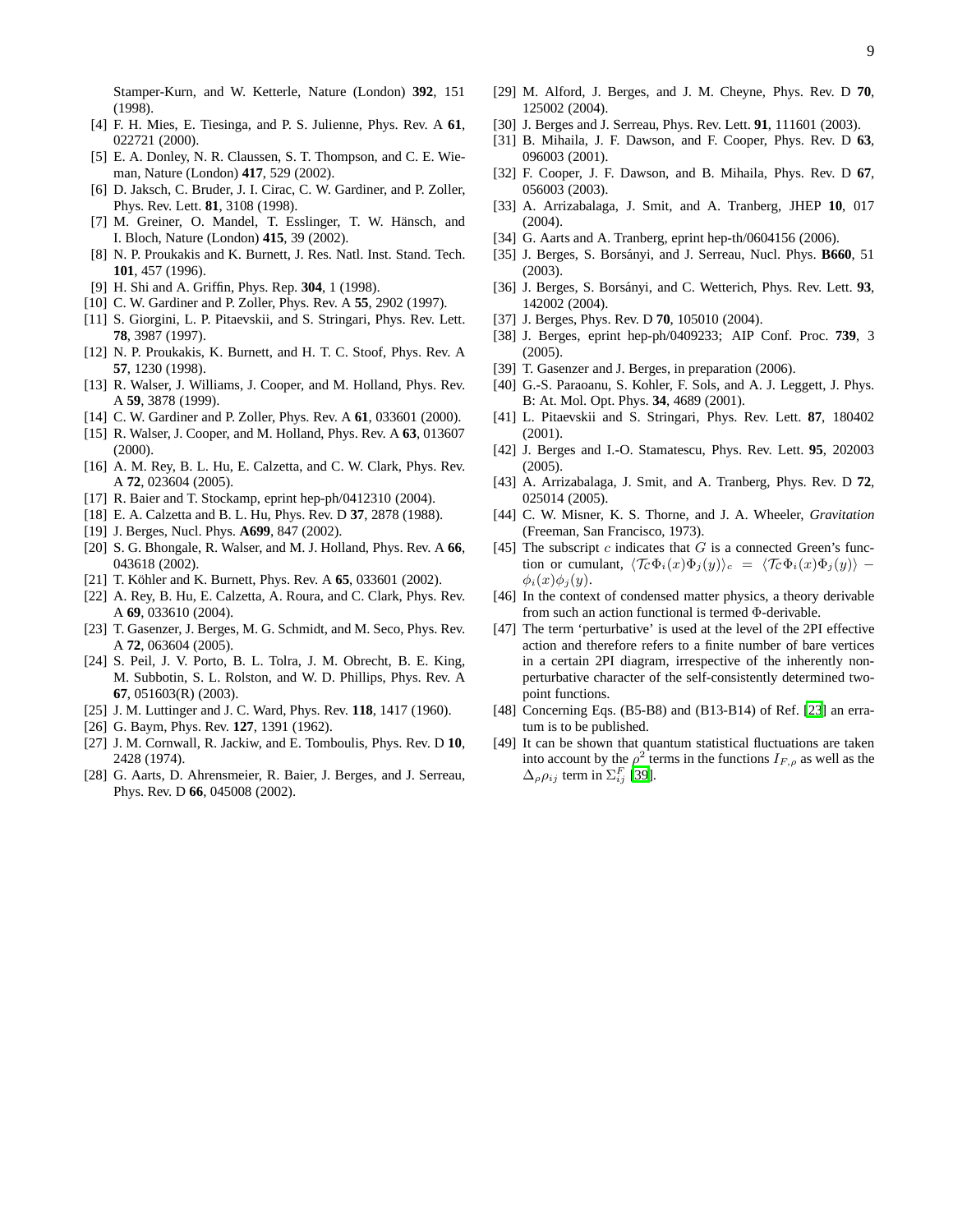Stamper-Kurn, and W. Ketterle, Nature (London) **392**, 151 (1998).

[4] F. H. Mies, E. Tiesinga, and P. S. Julienne, Phys. Rev. A **61**, 022721 (2000).

[5] E. A. Donley, N. R. Claussen, S. T. Thompson, and C. E. Wieman, Nature (London) **417**, 529 (2002).

[6] D. Jaksch, C. Bruder, J. I. Cirac, C. W. Gardiner, and P. Zoller, Phys. Rev. Lett. **81**, 3108 (1998).

[7] M. Greiner, O. Mandel, T. Esslinger, T. W. Hänsch, and I. Bloch, Nature (London) **415**, 39 (2002).

[8] N. P. Proukakis and K. Burnett, J. Res. Natl. Inst. Stand. Tech. **101**, 457 (1996).

[9] H. Shi and A. Griffin, Phys. Rep. **304**, 1 (1998).

[10] C. W. Gardiner and P. Zoller, Phys. Rev. A **55**, 2902 (1997).

[11] S. Giorgini, L. P. Pitaevskii, and S. Stringari, Phys. Rev. Lett. **78**, 3987 (1997).

[12] N. P. Proukakis, K. Burnett, and H. T. C. Stoof, Phys. Rev. A **57**, 1230 (1998).

[13] R. Walser, J. Williams, J. Cooper, and M. Holland, Phys. Rev. A **59**, 3878 (1999).

[14] C. W. Gardiner and P. Zoller, Phys. Rev. A **61**, 033601 (2000).

[15] R. Walser, J. Cooper, and M. Holland, Phys. Rev. A **63**, 013607 (2000).

[16] A. M. Rey, B. L. Hu, E. Calzetta, and C. W. Clark, Phys. Rev. A **72**, 023604 (2005).

[17] R. Baier and T. Stockamp, eprint hep-ph/0412310 (2004).

[18] E. A. Calzetta and B. L. Hu, Phys. Rev. D **37**, 2878 (1988).

[19] J. Berges, Nucl. Phys. **A699**, 847 (2002).

[20] S. G. Bhongale, R. Walser, and M. J. Holland, Phys. Rev. A **66**, 043618 (2002).

[21] T. Köhler and K. Burnett, Phys. Rev. A **65**, 033601 (2002).

[22] A. Rey, B. Hu, E. Calzetta, A. Roura, and C. Clark, Phys. Rev. A **69**, 033610 (2004).

[23] T. Gasenzer, J. Berges, M. G. Schmidt, and M. Seco, Phys. Rev. A **72**, 063604 (2005).

[24] S. Peil, J. V. Porto, B. L. Tolra, J. M. Obrecht, B. E. King, M. Subbotin, S. L. Rolston, and W. D. Phillips, Phys. Rev. A **67**, 051603(R) (2003).

[25] J. M. Luttinger and J. C. Ward, Phys. Rev. **118**, 1417 (1960).

[26] G. Baym, Phys. Rev. **127**, 1391 (1962).

[27] J. M. Cornwall, R. Jackiw, and E. Tomboulis, Phys. Rev. D **10**, 2428 (1974).

[28] G. Aarts, D. Ahrensmeier, R. Baier, J. Berges, and J. Serreau, Phys. Rev. D **66**, 045008 (2002).

[29] M. Alford, J. Berges, and J. M. Cheyne, Phys. Rev. D **70**, 125002 (2004).

[30] J. Berges and J. Serreau, Phys. Rev. Lett. **91**, 111601 (2003).

[31] B. Mihaila, J. F. Dawson, and F. Cooper, Phys. Rev. D **63**, 096003 (2001).

[32] F. Cooper, J. F. Dawson, and B. Mihaila, Phys. Rev. D **67**, 056003 (2003).

[33] A. Arrizabalaga, J. Smit, and A. Tranberg, JHEP **10**, 017 (2004).

[34] G. Aarts and A. Tranberg, eprint hep-th/0604156 (2006).

[35] J. Berges, S. Borsányi, and J. Serreau, Nucl. Phys. **B660**, 51 (2003).

[36] J. Berges, S. Borsányi, and C. Wetterich, Phys. Rev. Lett. **93**, 142002 (2004).

[37] J. Berges, Phys. Rev. D **70**, 105010 (2004).

[38] J. Berges, eprint hep-ph/0409233; AIP Conf. Proc. **739**, 3 (2005).

[39] T. Gasenzer and J. Berges, in preparation (2006).

[40] G.-S. Paraoanu, S. Kohler, F. Sols, and A. J. Leggett, J. Phys. B: At. Mol. Opt. Phys. **34**, 4689 (2001).

[41] L. Pitaevskii and S. Stringari, Phys. Rev. Lett. **87**, 180402 (2001).

[42] J. Berges and I.-O. Stamatescu, Phys. Rev. Lett. **95**, 202003 (2005).

[43] A. Arrizabalaga, J. Smit, and A. Tranberg, Phys. Rev. D **72**, 025014 (2005).

[44] C. W. Misner, K. S. Thorne, and J. A. Wheeler, *Gravitation* (Freeman, San Francisco, 1973).

[45] The subscript $c$ indicates that $G$ is a connected Green's function or cumulant, $\langle \mathcal{T}_{\mathcal{C}} \Phi_i(x)\Phi_j(y)\rangle_c = \langle \mathcal{T}_{\mathcal{C}} \Phi_i(x)\Phi_j(y)\rangle - \phi_i(x)\phi_j(y)$.

[46] In the context of condensed matter physics, a theory derivable from such an action functional is termed $\Phi$-derivable.

[47] The term 'perturbative' is used at the level of the 2PI effective action and therefore refers to a finite number of bare vertices in a certain 2PI diagram, irrespective of the inherently non-perturbative character of the self-consistently determined two-point functions.

[48] Concerning Eqs. (B5-B8) and (B13-B14) of Ref. [23] an erratum is to be published.

[49] It can be shown that quantum statistical fluctuations are taken into account by the $\rho^2$ terms in the functions $I_{F,\rho}$ as well as the $\Delta_\rho \rho_{ij}$ term in $\Sigma^F_{ij}$ [39].